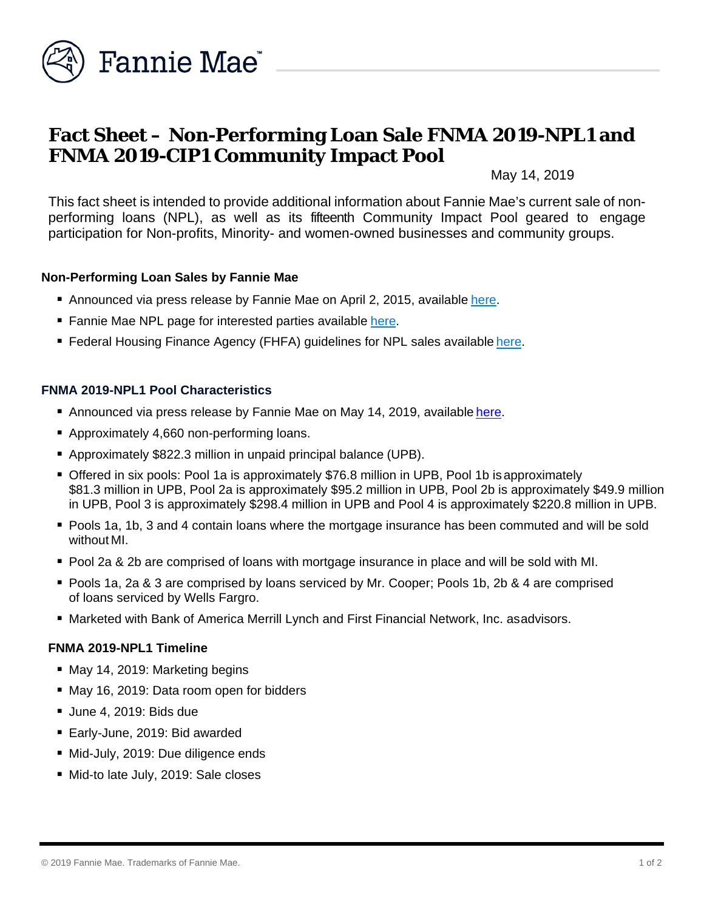# Fact Sheet – Non-Performing Loan Sale FNMA 2019-NPL1 and FNMA 2019-CIP1 Community Impact Pool

May 14, 2019

This fact sheet is intended to provide additional information about Fannie Mae's current sale of non-performing loans (NPL), as well as its fifteenth Community Impact Pool geared to engage participation for Non-profits, Minority- and women-owned businesses and community groups.

### Non-Performing Loan Sales by Fannie Mae

- Announced via press release by Fannie Mae on April 2, 2015, available here.
- Fannie Mae NPL page for interested parties available here.
- Federal Housing Finance Agency (FHFA) guidelines for NPL sales available here.

### FNMA 2019-NPL1 Pool Characteristics

- Announced via press release by Fannie Mae on May 14, 2019, available here.
- Approximately 4,660 non-performing loans.
- Approximately $822.3 million in unpaid principal balance (UPB).
- Offered in six pools: Pool 1a is approximately $76.8 million in UPB, Pool 1b is approximately $81.3 million in UPB, Pool 2a is approximately $95.2 million in UPB, Pool 2b is approximately $49.9 million in UPB, Pool 3 is approximately $298.4 million in UPB and Pool 4 is approximately $220.8 million in UPB.
- Pools 1a, 1b, 3 and 4 contain loans where the mortgage insurance has been commuted and will be sold without MI.
- Pool 2a & 2b are comprised of loans with mortgage insurance in place and will be sold with MI.
- Pools 1a, 2a & 3 are comprised by loans serviced by Mr. Cooper; Pools 1b, 2b & 4 are comprised of loans serviced by Wells Fargo.
- Marketed with Bank of America Merrill Lynch and First Financial Network, Inc. as advisors.

### FNMA 2019-NPL1 Timeline

- May 14, 2019: Marketing begins
- May 16, 2019: Data room open for bidders
- June 4, 2019: Bids due
- Early-June, 2019: Bid awarded
- Mid-July, 2019: Due diligence ends
- Mid-to late July, 2019: Sale closes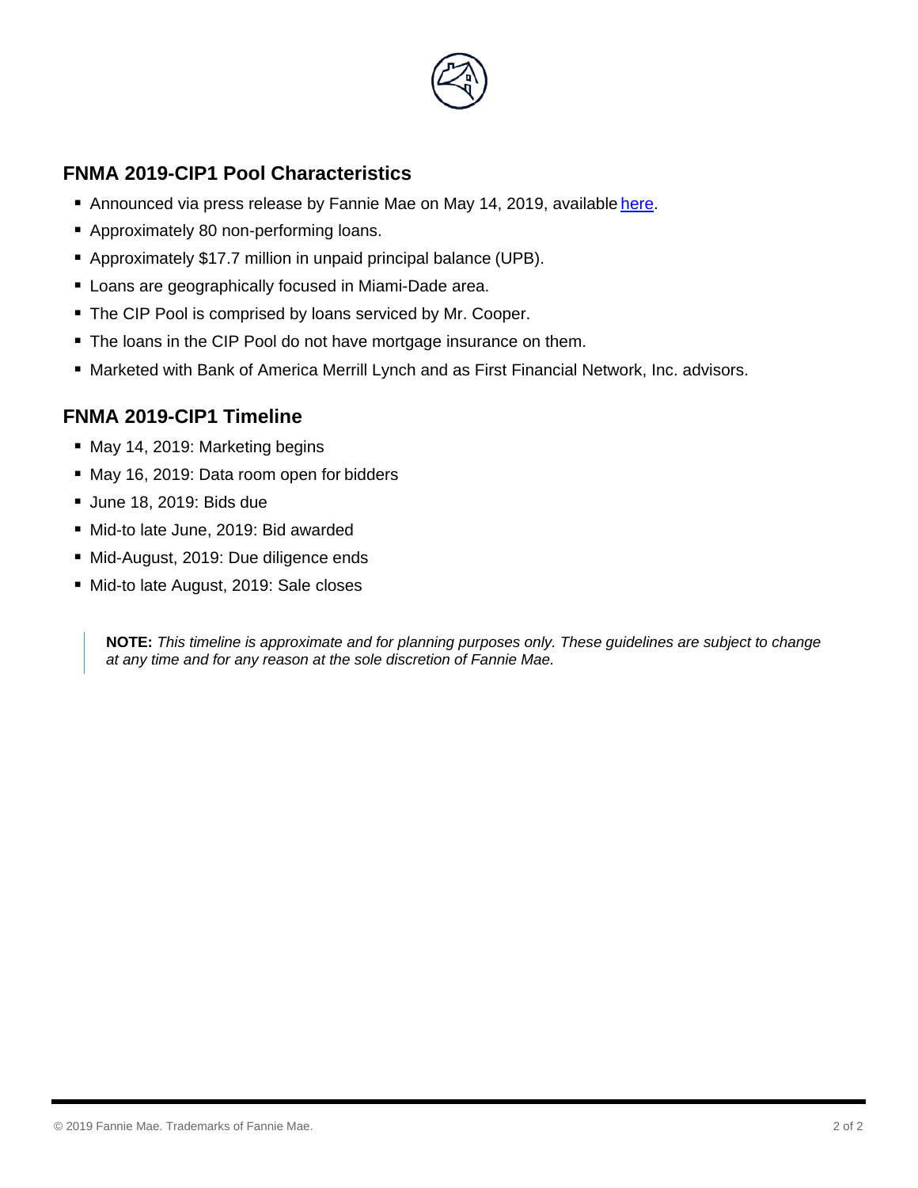## FNMA 2019-CIP1 Pool Characteristics

- Announced via press release by Fannie Mae on May 14, 2019, available [here](#).
- Approximately 80 non-performing loans.
- Approximately $17.7 million in unpaid principal balance (UPB).
- Loans are geographically focused in Miami-Dade area.
- The CIP Pool is comprised by loans serviced by Mr. Cooper.
- The loans in the CIP Pool do not have mortgage insurance on them.
- Marketed with Bank of America Merrill Lynch and as First Financial Network, Inc. advisors.

## FNMA 2019-CIP1 Timeline

- May 14, 2019: Marketing begins
- May 16, 2019: Data room open for bidders
- June 18, 2019: Bids due
- Mid-to late June, 2019: Bid awarded
- Mid-August, 2019: Due diligence ends
- Mid-to late August, 2019: Sale closes

> **NOTE:** *This timeline is approximate and for planning purposes only. These guidelines are subject to change at any time and for any reason at the sole discretion of Fannie Mae.*

© 2019 Fannie Mae. Trademarks of Fannie Mae.